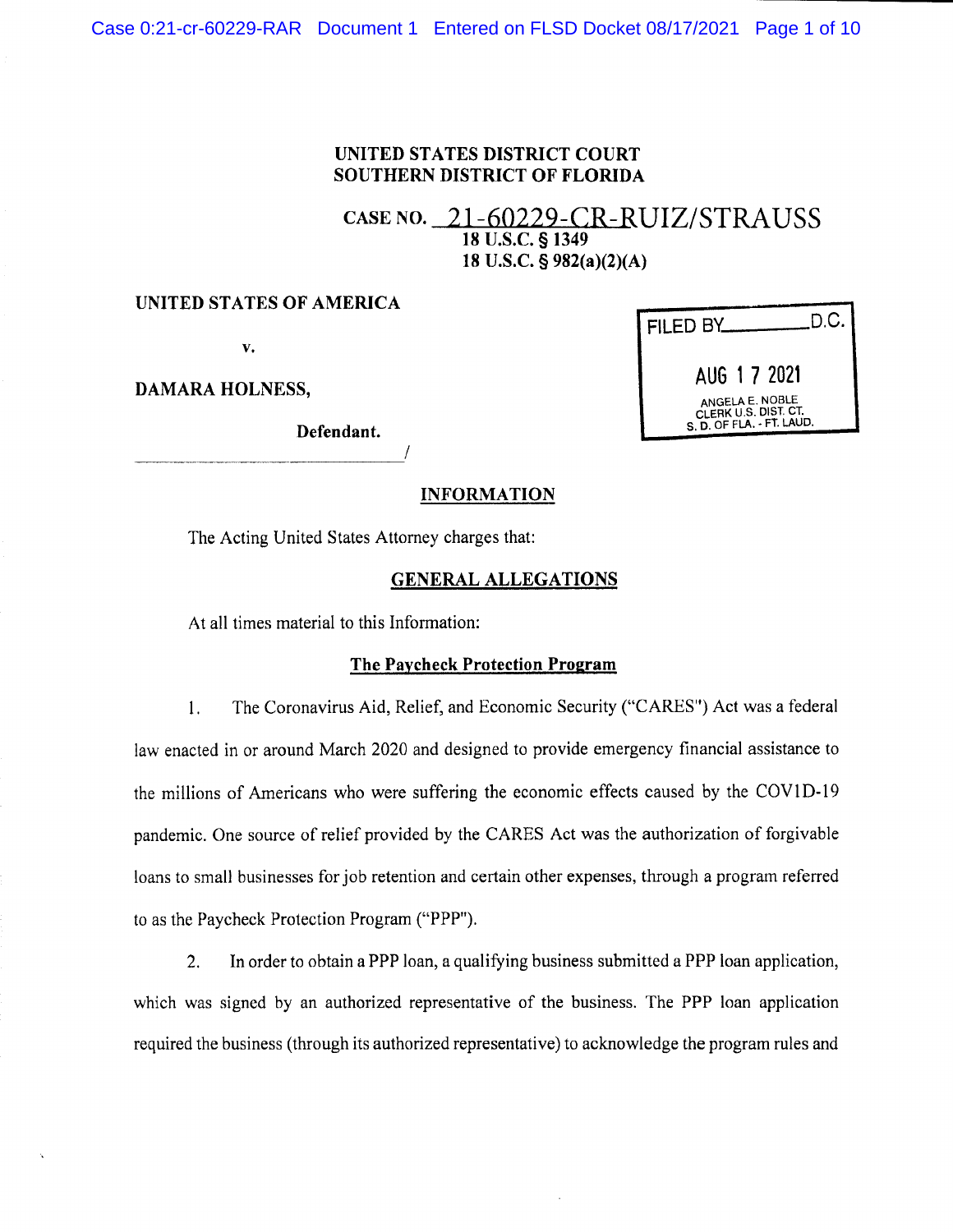**UNITED STATES DISTRICT COURT**
**SOUTHERN DISTRICT OF FLORIDA**

**CASE NO.** 21-60229-CR-RUIZ/STRAUSS
**18 U.S.C. § 1349**
**18 U.S.C. § 982(a)(2)(A)**

**UNITED STATES OF AMERICA**

**v.**

**DAMARA HOLNESS,**

**Defendant.**

_______________________________/

FILED BY ________ D.C.
AUG 17 2021
ANGELA E. NOBLE
CLERK U.S. DIST. CT.
S. D. OF FLA. - FT. LAUD.

## INFORMATION

The Acting United States Attorney charges that:

## GENERAL ALLEGATIONS

At all times material to this Information:

### The Paycheck Protection Program

1. The Coronavirus Aid, Relief, and Economic Security ("CARES") Act was a federal law enacted in or around March 2020 and designed to provide emergency financial assistance to the millions of Americans who were suffering the economic effects caused by the COVID-19 pandemic. One source of relief provided by the CARES Act was the authorization of forgivable loans to small businesses for job retention and certain other expenses, through a program referred to as the Paycheck Protection Program ("PPP").

2. In order to obtain a PPP loan, a qualifying business submitted a PPP loan application, which was signed by an authorized representative of the business. The PPP loan application required the business (through its authorized representative) to acknowledge the program rules and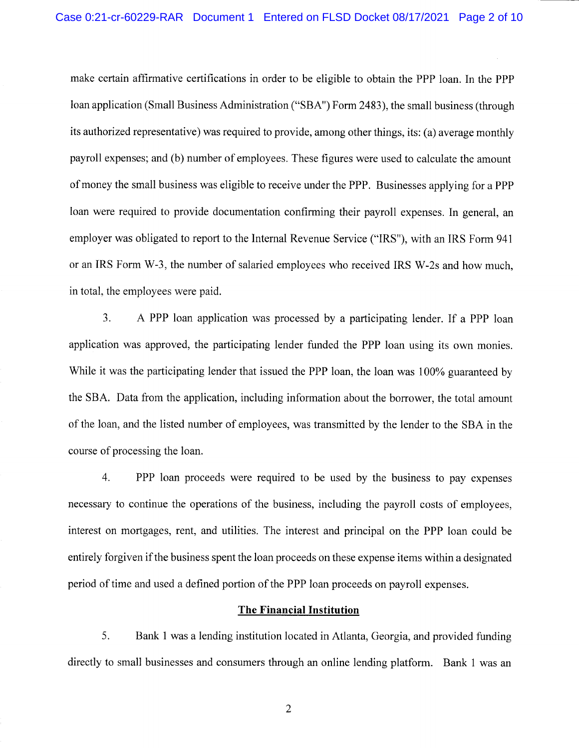make certain affirmative certifications in order to be eligible to obtain the PPP loan. In the PPP loan application (Small Business Administration ("SBA") Form 2483), the small business (through its authorized representative) was required to provide, among other things, its: (a) average monthly payroll expenses; and (b) number of employees. These figures were used to calculate the amount of money the small business was eligible to receive under the PPP. Businesses applying for a PPP loan were required to provide documentation confirming their payroll expenses. In general, an employer was obligated to report to the Internal Revenue Service ("IRS"), with an IRS Form 941 or an IRS Form W-3, the number of salaried employees who received IRS W-2s and how much, in total, the employees were paid.

3. A PPP loan application was processed by a participating lender. If a PPP loan application was approved, the participating lender funded the PPP loan using its own monies. While it was the participating lender that issued the PPP loan, the loan was 100% guaranteed by the SBA. Data from the application, including information about the borrower, the total amount of the loan, and the listed number of employees, was transmitted by the lender to the SBA in the course of processing the loan.

4. PPP loan proceeds were required to be used by the business to pay expenses necessary to continue the operations of the business, including the payroll costs of employees, interest on mortgages, rent, and utilities. The interest and principal on the PPP loan could be entirely forgiven if the business spent the loan proceeds on these expense items within a designated period of time and used a defined portion of the PPP loan proceeds on payroll expenses.

## The Financial Institution

5. Bank 1 was a lending institution located in Atlanta, Georgia, and provided funding directly to small businesses and consumers through an online lending platform. Bank 1 was an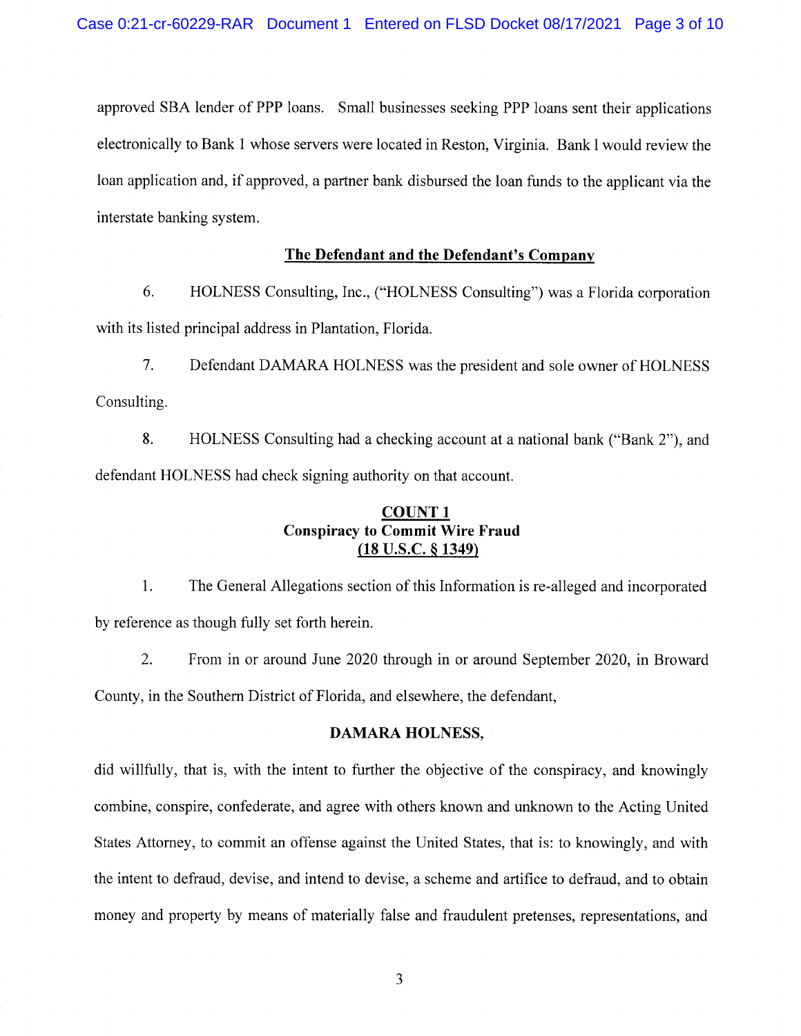approved SBA lender of PPP loans. Small businesses seeking PPP loans sent their applications electronically to Bank 1 whose servers were located in Reston, Virginia. Bank 1 would review the loan application and, if approved, a partner bank disbursed the loan funds to the applicant via the interstate banking system.

## The Defendant and the Defendant's Company

6. HOLNESS Consulting, Inc., ("HOLNESS Consulting") was a Florida corporation with its listed principal address in Plantation, Florida.

7. Defendant DAMARA HOLNESS was the president and sole owner of HOLNESS Consulting.

8. HOLNESS Consulting had a checking account at a national bank ("Bank 2"), and defendant HOLNESS had check signing authority on that account.

## COUNT 1
### Conspiracy to Commit Wire Fraud
### (18 U.S.C. § 1349)

1. The General Allegations section of this Information is re-alleged and incorporated by reference as though fully set forth herein.

2. From in or around June 2020 through in or around September 2020, in Broward County, in the Southern District of Florida, and elsewhere, the defendant,

**DAMARA HOLNESS,**

did willfully, that is, with the intent to further the objective of the conspiracy, and knowingly combine, conspire, confederate, and agree with others known and unknown to the Acting United States Attorney, to commit an offense against the United States, that is: to knowingly, and with the intent to defraud, devise, and intend to devise, a scheme and artifice to defraud, and to obtain money and property by means of materially false and fraudulent pretenses, representations, and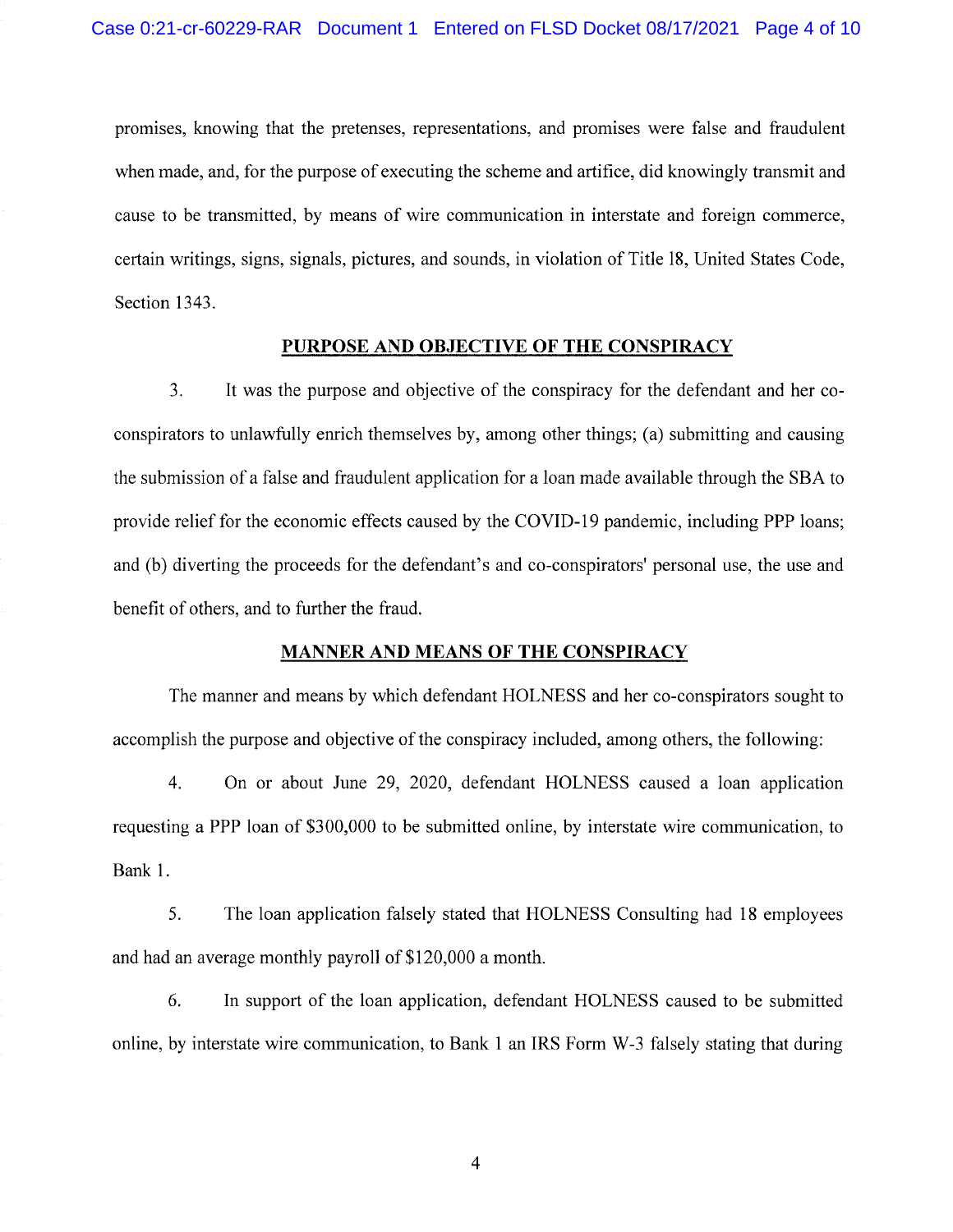promises, knowing that the pretenses, representations, and promises were false and fraudulent when made, and, for the purpose of executing the scheme and artifice, did knowingly transmit and cause to be transmitted, by means of wire communication in interstate and foreign commerce, certain writings, signs, signals, pictures, and sounds, in violation of Title 18, United States Code, Section 1343.

## PURPOSE AND OBJECTIVE OF THE CONSPIRACY

3. It was the purpose and objective of the conspiracy for the defendant and her co-conspirators to unlawfully enrich themselves by, among other things; (a) submitting and causing the submission of a false and fraudulent application for a loan made available through the SBA to provide relief for the economic effects caused by the COVID-19 pandemic, including PPP loans; and (b) diverting the proceeds for the defendant's and co-conspirators' personal use, the use and benefit of others, and to further the fraud.

## MANNER AND MEANS OF THE CONSPIRACY

The manner and means by which defendant HOLNESS and her co-conspirators sought to accomplish the purpose and objective of the conspiracy included, among others, the following:

4. On or about June 29, 2020, defendant HOLNESS caused a loan application requesting a PPP loan of $300,000 to be submitted online, by interstate wire communication, to Bank 1.

5. The loan application falsely stated that HOLNESS Consulting had 18 employees and had an average monthly payroll of $120,000 a month.

6. In support of the loan application, defendant HOLNESS caused to be submitted online, by interstate wire communication, to Bank 1 an IRS Form W-3 falsely stating that during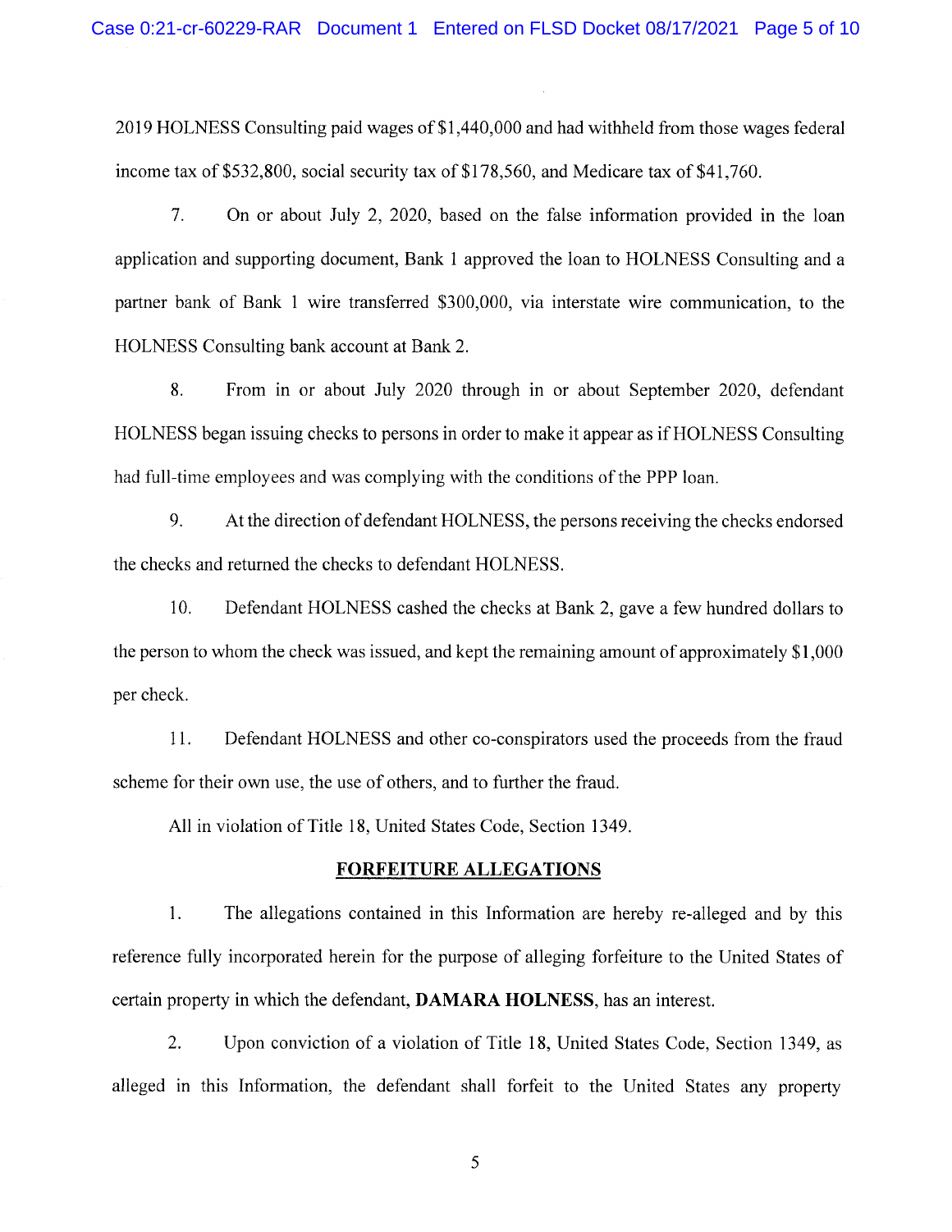2019 HOLNESS Consulting paid wages of $1,440,000 and had withheld from those wages federal income tax of $532,800, social security tax of $178,560, and Medicare tax of $41,760.

7. On or about July 2, 2020, based on the false information provided in the loan application and supporting document, Bank 1 approved the loan to HOLNESS Consulting and a partner bank of Bank 1 wire transferred $300,000, via interstate wire communication, to the HOLNESS Consulting bank account at Bank 2.

8. From in or about July 2020 through in or about September 2020, defendant HOLNESS began issuing checks to persons in order to make it appear as if HOLNESS Consulting had full-time employees and was complying with the conditions of the PPP loan.

9. At the direction of defendant HOLNESS, the persons receiving the checks endorsed the checks and returned the checks to defendant HOLNESS.

10. Defendant HOLNESS cashed the checks at Bank 2, gave a few hundred dollars to the person to whom the check was issued, and kept the remaining amount of approximately $1,000 per check.

11. Defendant HOLNESS and other co-conspirators used the proceeds from the fraud scheme for their own use, the use of others, and to further the fraud.

All in violation of Title 18, United States Code, Section 1349.

## FORFEITURE ALLEGATIONS

1. The allegations contained in this Information are hereby re-alleged and by this reference fully incorporated herein for the purpose of alleging forfeiture to the United States of certain property in which the defendant, **DAMARA HOLNESS**, has an interest.

2. Upon conviction of a violation of Title 18, United States Code, Section 1349, as alleged in this Information, the defendant shall forfeit to the United States any property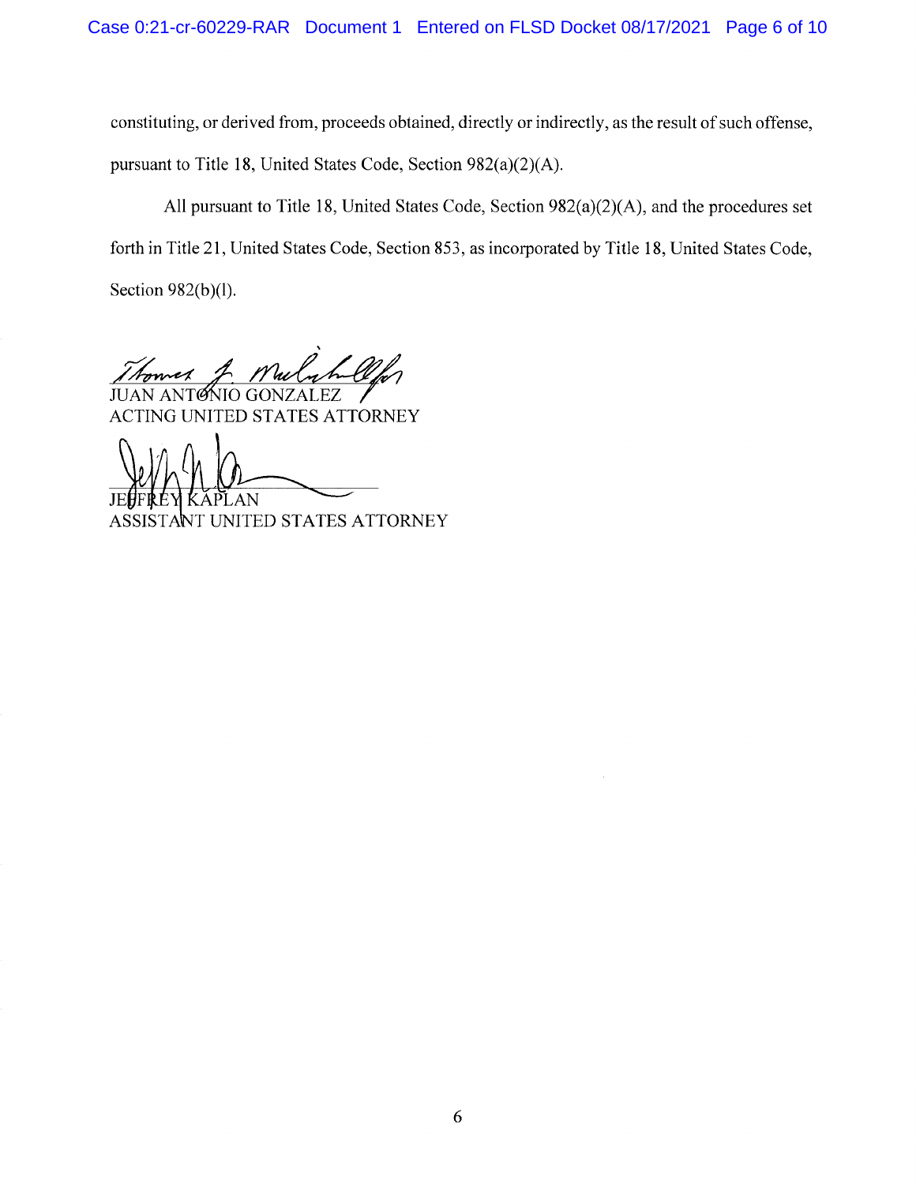constituting, or derived from, proceeds obtained, directly or indirectly, as the result of such offense, pursuant to Title 18, United States Code, Section 982(a)(2)(A).

All pursuant to Title 18, United States Code, Section 982(a)(2)(A), and the procedures set forth in Title 21, United States Code, Section 853, as incorporated by Title 18, United States Code, Section 982(b)(1).

JUAN ANTONIO GONZALEZ
ACTING UNITED STATES ATTORNEY

JEFFREY KAPLAN
ASSISTANT UNITED STATES ATTORNEY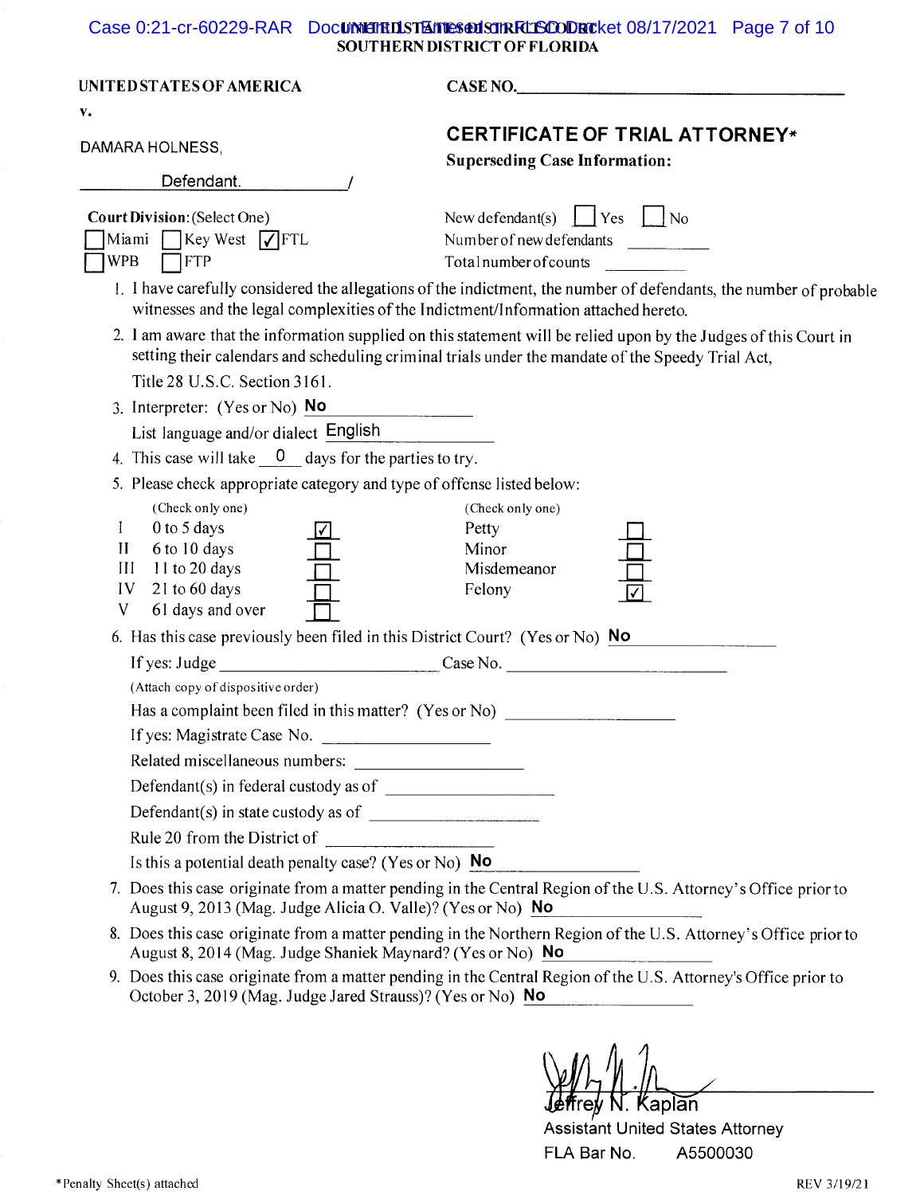UNITED STATES DISTRICT COURT
SOUTHERN DISTRICT OF FLORIDA

UNITED STATES OF AMERICA

v.

DAMARA HOLNESS,

Defendant. /

CASE NO. ______________________

## CERTIFICATE OF TRIAL ATTORNEY*

**Superseding Case Information:**

New defendant(s) ☐ Yes ☐ No
Number of new defendants ________
Total number of counts ________

**Court Division:** (Select One)
☐ Miami ☐ Key West ☑ FTL
☐ WPB ☐ FTP

1. I have carefully considered the allegations of the indictment, the number of defendants, the number of probable witnesses and the legal complexities of the Indictment/Information attached hereto.
2. I am aware that the information supplied on this statement will be relied upon by the Judges of this Court in setting their calendars and scheduling criminal trials under the mandate of the Speedy Trial Act, Title 28 U.S.C. Section 3161.
3. Interpreter: (Yes or No) **No**
   List language and/or dialect **English**
4. This case will take **0** days for the parties to try.
5. Please check appropriate category and type of offense listed below:

| | (Check only one) | | (Check only one) | |
|---|---|---|---|---|
| I | 0 to 5 days | ☑ | Petty | ☐ |
| II | 6 to 10 days | ☐ | Minor | ☐ |
| III | 11 to 20 days | ☐ | Misdemeanor | ☐ |
| IV | 21 to 60 days | ☐ | Felony | ☑ |
| V | 61 days and over | ☐ | | |

6. Has this case previously been filed in this District Court? (Yes or No) **No**
   If yes: Judge ______________ Case No. ______________
   (Attach copy of dispositive order)
   Has a complaint been filed in this matter? (Yes or No) ______________
   If yes: Magistrate Case No. ______________
   Related miscellaneous numbers: ______________
   Defendant(s) in federal custody as of ______________
   Defendant(s) in state custody as of ______________
   Rule 20 from the District of ______________
   Is this a potential death penalty case? (Yes or No) **No**
7. Does this case originate from a matter pending in the Central Region of the U.S. Attorney's Office prior to August 9, 2013 (Mag. Judge Alicia O. Valle)? (Yes or No) **No**
8. Does this case originate from a matter pending in the Northern Region of the U.S. Attorney's Office prior to August 8, 2014 (Mag. Judge Shaniek Maynard? (Yes or No) **No**
9. Does this case originate from a matter pending in the Central Region of the U.S. Attorney's Office prior to October 3, 2019 (Mag. Judge Jared Strauss)? (Yes or No) **No**

Jeffrey N. Kaplan
Assistant United States Attorney
FLA Bar No. A5500030

*Penalty Sheet(s) attached

REV 3/19/21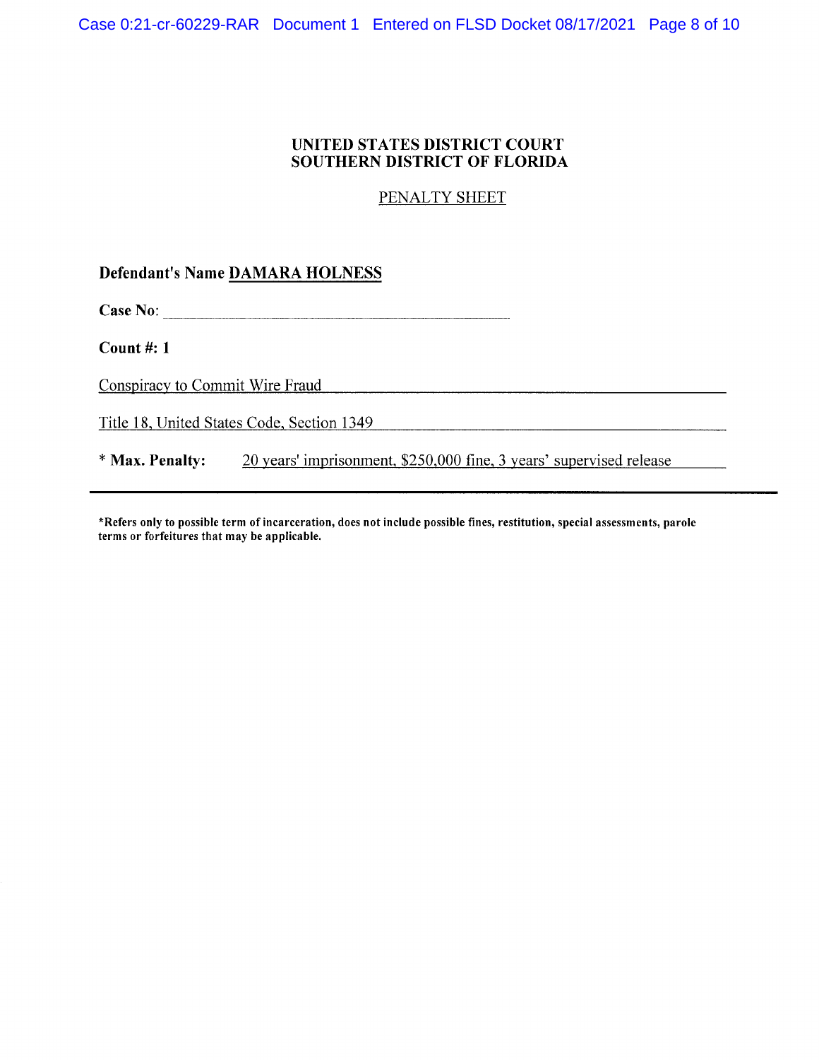**UNITED STATES DISTRICT COURT**
**SOUTHERN DISTRICT OF FLORIDA**

PENALTY SHEET

**Defendant's Name** **DAMARA HOLNESS**

**Case No**: ______________________

**Count #: 1**

Conspiracy to Commit Wire Fraud

Title 18, United States Code, Section 1349

**\* Max. Penalty:** 20 years' imprisonment, $250,000 fine, 3 years' supervised release

---

**\*Refers only to possible term of incarceration, does not include possible fines, restitution, special assessments, parole terms or forfeitures that may be applicable.**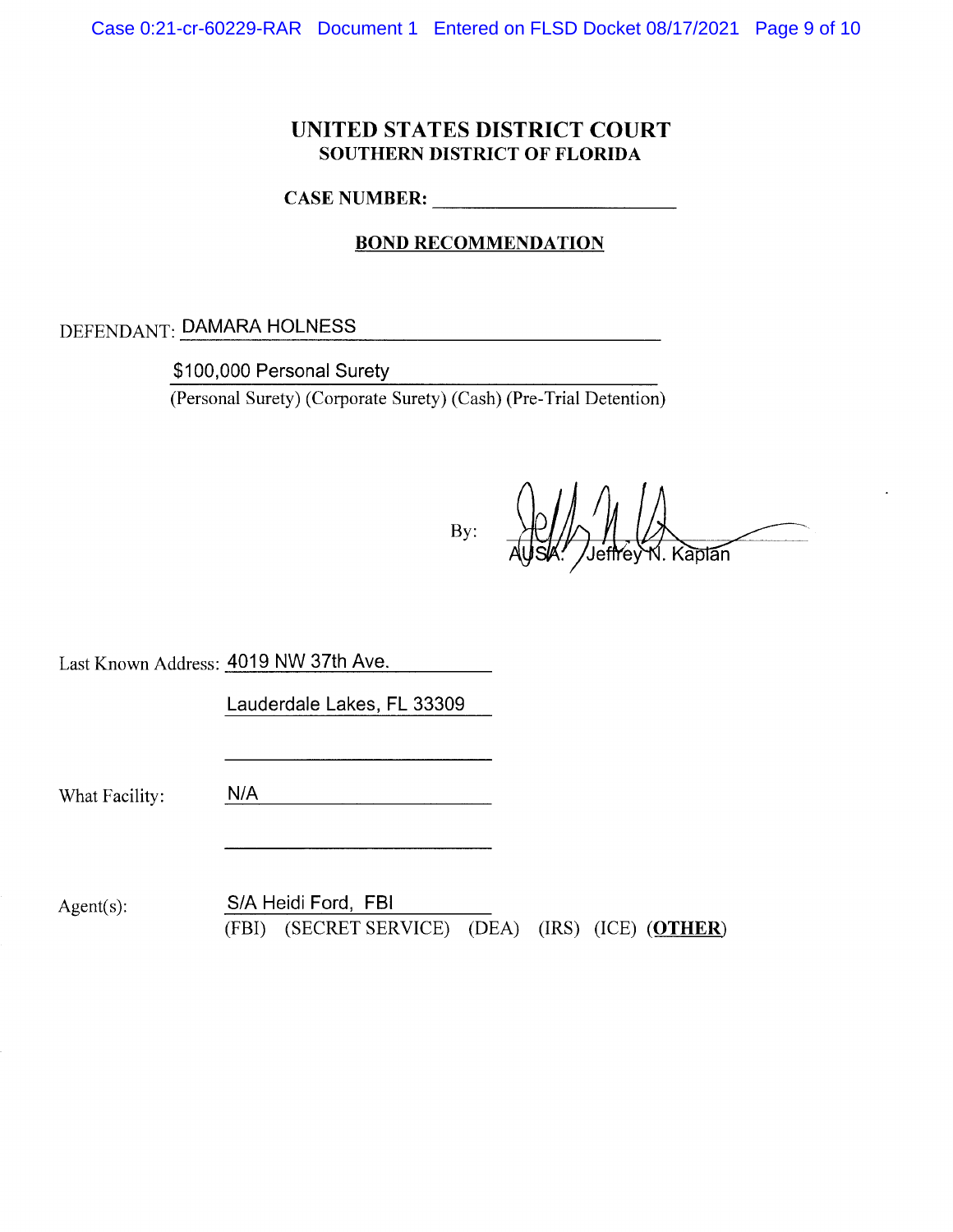# UNITED STATES DISTRICT COURT
## SOUTHERN DISTRICT OF FLORIDA

**CASE NUMBER:** ____________________

**BOND RECOMMENDATION**

DEFENDANT: DAMARA HOLNESS

$100,000 Personal Surety
(Personal Surety) (Corporate Surety) (Cash) (Pre-Trial Detention)

By: AUSA: Jeffrey N. Kaplan

Last Known Address: 4019 NW 37th Ave.

Lauderdale Lakes, FL 33309

What Facility: N/A

Agent(s): S/A Heidi Ford, FBI
(FBI) (SECRET SERVICE) (DEA) (IRS) (ICE) (**OTHER**)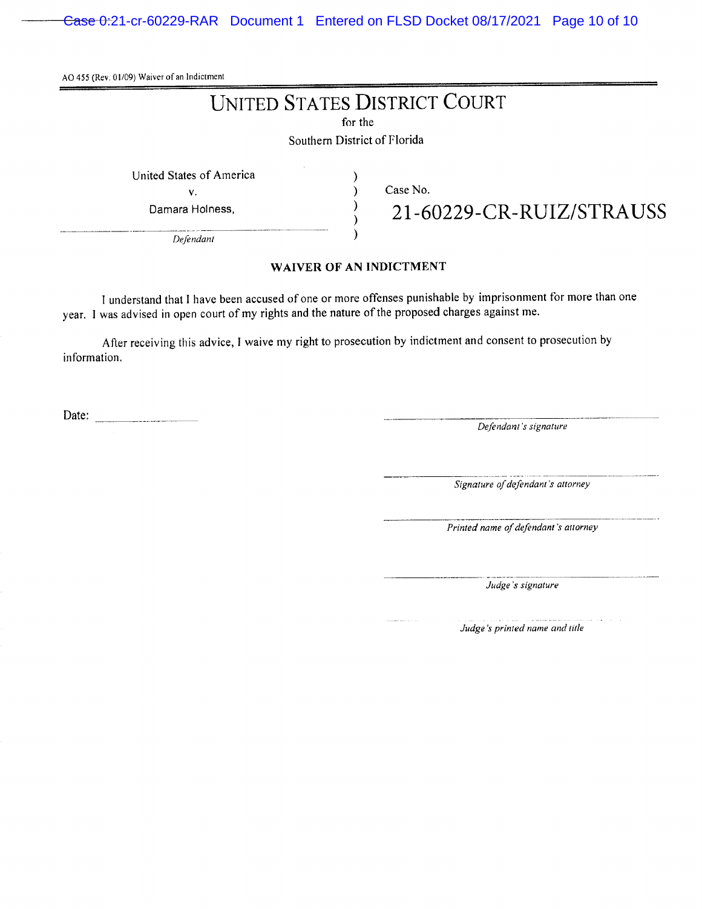AO 455 (Rev. 01/09) Waiver of an Indictment

# UNITED STATES DISTRICT COURT

for the

Southern District of Florida

| | | |
|---|---|---|
| United States of America<br>v.<br>Damara Holness,<br>*Defendant* | ) | Case No. 21-60229-CR-RUIZ/STRAUSS |

## WAIVER OF AN INDICTMENT

I understand that I have been accused of one or more offenses punishable by imprisonment for more than one year. I was advised in open court of my rights and the nature of the proposed charges against me.

After receiving this advice, I waive my right to prosecution by indictment and consent to prosecution by information.

Date: ____________

____________________
*Defendant's signature*

____________________
*Signature of defendant's attorney*

____________________
*Printed name of defendant's attorney*

____________________
*Judge's signature*

____________________
*Judge's printed name and title*